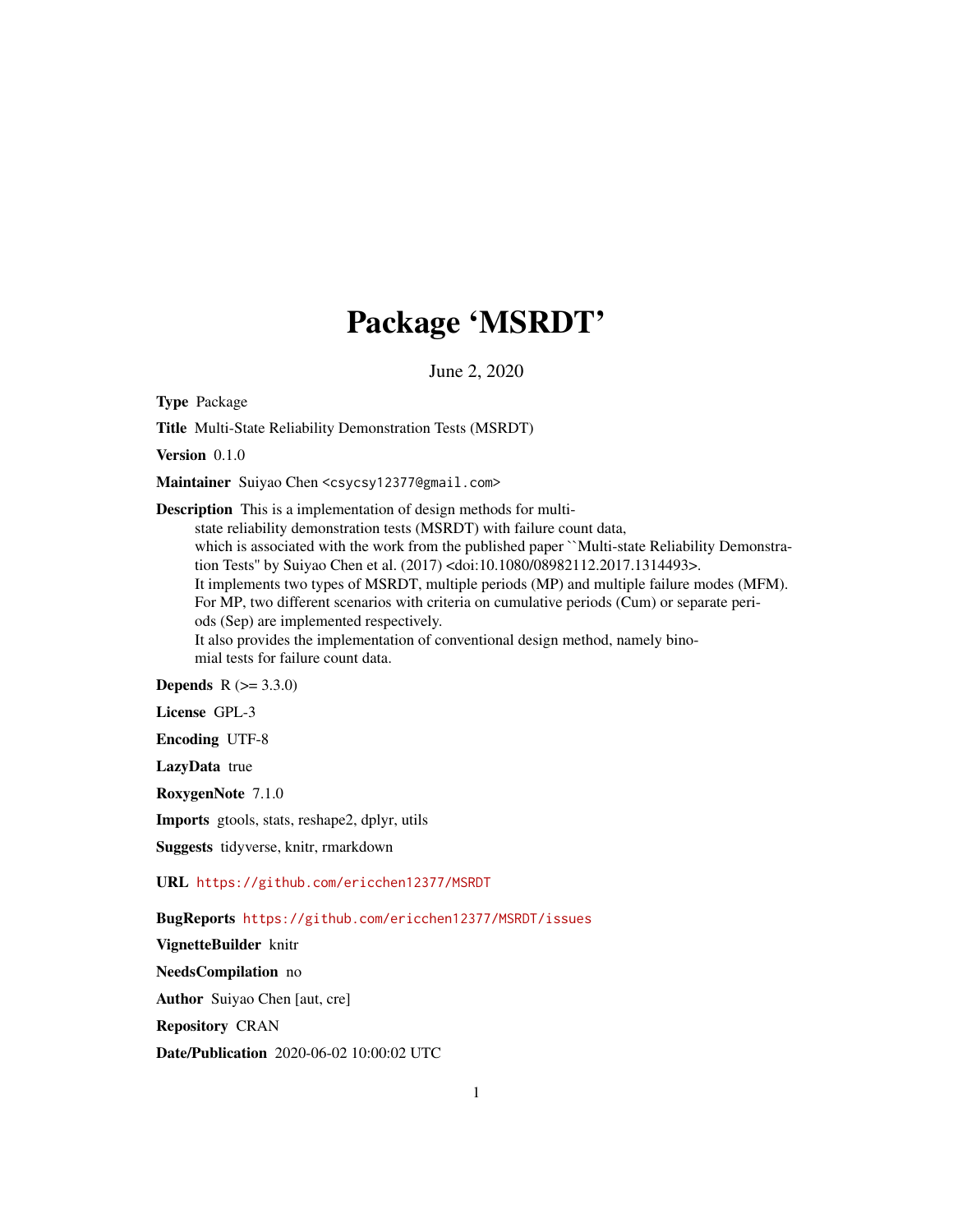# Package 'MSRDT'

June 2, 2020

**Type** Package

**Title** Multi-State Reliability Demonstration Tests (MSRDT)

**Version** 0.1.0

**Maintainer** Suiyao Chen <csycsy12377@gmail.com>

**Description** This is a implementation of design methods for multi-state reliability demonstration tests (MSRDT) with failure count data, which is associated with the work from the published paper ``Multi-state Reliability Demonstration Tests'' by Suiyao Chen et al. (2017) <doi:10.1080/08982112.2017.1314493>. It implements two types of MSRDT, multiple periods (MP) and multiple failure modes (MFM). For MP, two different scenarios with criteria on cumulative periods (Cum) or separate periods (Sep) are implemented respectively. It also provides the implementation of conventional design method, namely binomial tests for failure count data.

**Depends** R (>= 3.3.0)

**License** GPL-3

**Encoding** UTF-8

**LazyData** true

**RoxygenNote** 7.1.0

**Imports** gtools, stats, reshape2, dplyr, utils

**Suggests** tidyverse, knitr, rmarkdown

**URL** https://github.com/ericchen12377/MSRDT

**BugReports** https://github.com/ericchen12377/MSRDT/issues

**VignetteBuilder** knitr

**NeedsCompilation** no

**Author** Suiyao Chen [aut, cre]

**Repository** CRAN

**Date/Publication** 2020-06-02 10:00:02 UTC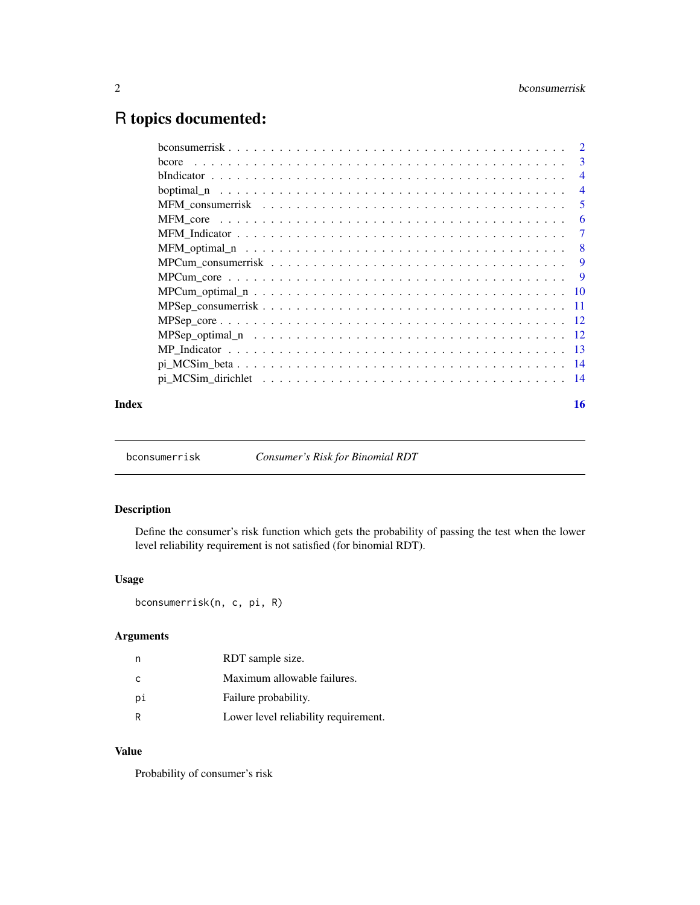# R topics documented:

| | |
|---|---|
| bconsumerrisk | 2 |
| bcore | 3 |
| bIndicator | 4 |
| boptimal_n | 4 |
| MFM_consumerrisk | 5 |
| MFM_core | 6 |
| MFM_Indicator | 7 |
| MFM_optimal_n | 8 |
| MPCum_consumerrisk | 9 |
| MPCum_core | 9 |
| MPCum_optimal_n | 10 |
| MPSep_consumerrisk | 11 |
| MPSep_core | 12 |
| MPSep_optimal_n | 12 |
| MP_Indicator | 13 |
| pi_MCSim_beta | 14 |
| pi_MCSim_dirichlet | 14 |
| **Index** | **16** |

---

`bconsumerrisk` *Consumer's Risk for Binomial RDT*

---

## Description

Define the consumer's risk function which gets the probability of passing the test when the lower level reliability requirement is not satisfied (for binomial RDT).

## Usage

```
bconsumerrisk(n, c, pi, R)
```

## Arguments

| | |
|---|---|
| n | RDT sample size. |
| c | Maximum allowable failures. |
| pi | Failure probability. |
| R | Lower level reliability requirement. |

## Value

Probability of consumer's risk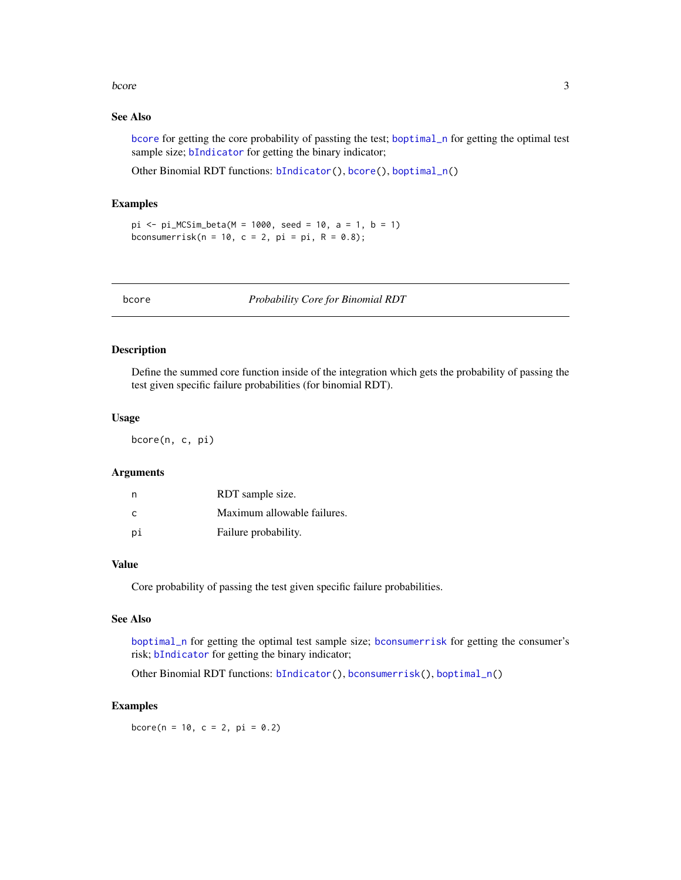## See Also

bcore for getting the core probability of passting the test; boptimal_n for getting the optimal test sample size; bIndicator for getting the binary indicator;

Other Binomial RDT functions: bIndicator(), bcore(), boptimal_n()

## Examples

```
pi <- pi_MCSim_beta(M = 1000, seed = 10, a = 1, b = 1)
bconsumerrisk(n = 10, c = 2, pi = pi, R = 0.8);
```

---

# bcore *Probability Core for Binomial RDT*

## Description

Define the summed core function inside of the integration which gets the probability of passing the test given specific failure probabilities (for binomial RDT).

## Usage

```
bcore(n, c, pi)
```

## Arguments

| | |
|---|---|
| n | RDT sample size. |
| c | Maximum allowable failures. |
| pi | Failure probability. |

## Value

Core probability of passing the test given specific failure probabilities.

## See Also

boptimal_n for getting the optimal test sample size; bconsumerrisk for getting the consumer's risk; bIndicator for getting the binary indicator;

Other Binomial RDT functions: bIndicator(), bconsumerrisk(), boptimal_n()

## Examples

```
bcore(n = 10, c = 2, pi = 0.2)
```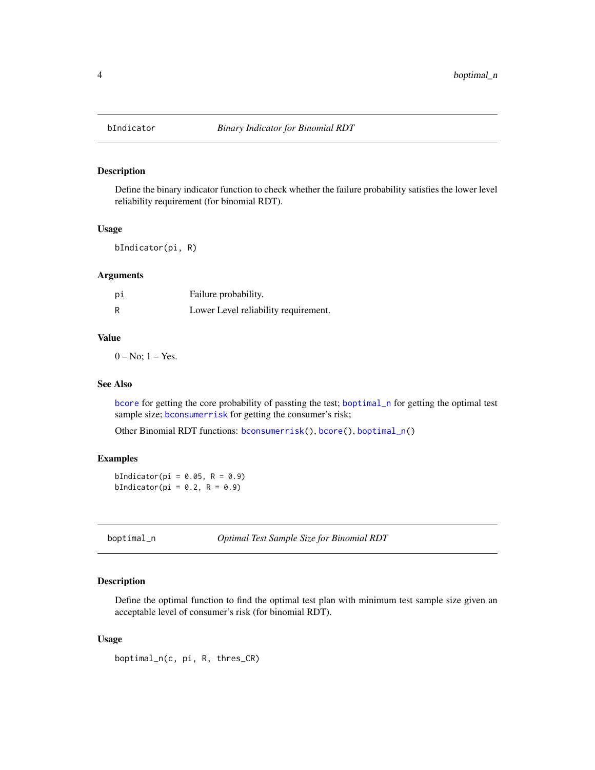## bIndicator — *Binary Indicator for Binomial RDT*

### Description

Define the binary indicator function to check whether the failure probability satisfies the lower level reliability requirement (for binomial RDT).

### Usage

```
bIndicator(pi, R)
```

### Arguments

| | |
|---|---|
| pi | Failure probability. |
| R | Lower Level reliability requirement. |

### Value

0 – No; 1 – Yes.

### See Also

bcore for getting the core probability of passting the test; boptimal_n for getting the optimal test sample size; bconsumerrisk for getting the consumer's risk;

Other Binomial RDT functions: bconsumerrisk(), bcore(), boptimal_n()

### Examples

```
bIndicator(pi = 0.05, R = 0.9)
bIndicator(pi = 0.2, R = 0.9)
```

## boptimal_n — *Optimal Test Sample Size for Binomial RDT*

### Description

Define the optimal function to find the optimal test plan with minimum test sample size given an acceptable level of consumer's risk (for binomial RDT).

### Usage

```
boptimal_n(c, pi, R, thres_CR)
```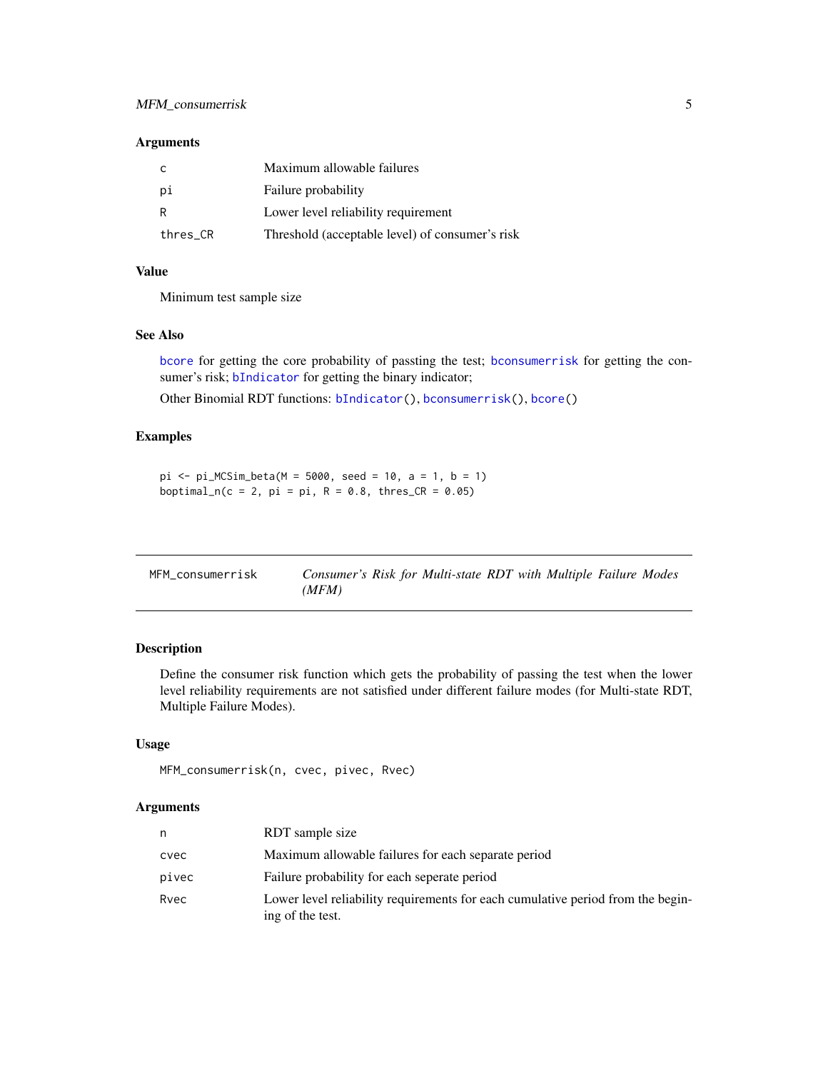### Arguments

| | |
|---|---|
| c | Maximum allowable failures |
| pi | Failure probability |
| R | Lower level reliability requirement |
| thres_CR | Threshold (acceptable level) of consumer's risk |

### Value

Minimum test sample size

### See Also

bcore for getting the core probability of passting the test; bconsumerrisk for getting the consumer's risk; bIndicator for getting the binary indicator;

Other Binomial RDT functions: bIndicator(), bconsumerrisk(), bcore()

### Examples

```
pi <- pi_MCSim_beta(M = 5000, seed = 10, a = 1, b = 1)
boptimal_n(c = 2, pi = pi, R = 0.8, thres_CR = 0.05)
```

---

## MFM_consumerrisk — *Consumer's Risk for Multi-state RDT with Multiple Failure Modes (MFM)*

---

### Description

Define the consumer risk function which gets the probability of passing the test when the lower level reliability requirements are not satisfied under different failure modes (for Multi-state RDT, Multiple Failure Modes).

### Usage

```
MFM_consumerrisk(n, cvec, pivec, Rvec)
```

### Arguments

| | |
|---|---|
| n | RDT sample size |
| cvec | Maximum allowable failures for each separate period |
| pivec | Failure probability for each seperate period |
| Rvec | Lower level reliability requirements for each cumulative period from the begining of the test. |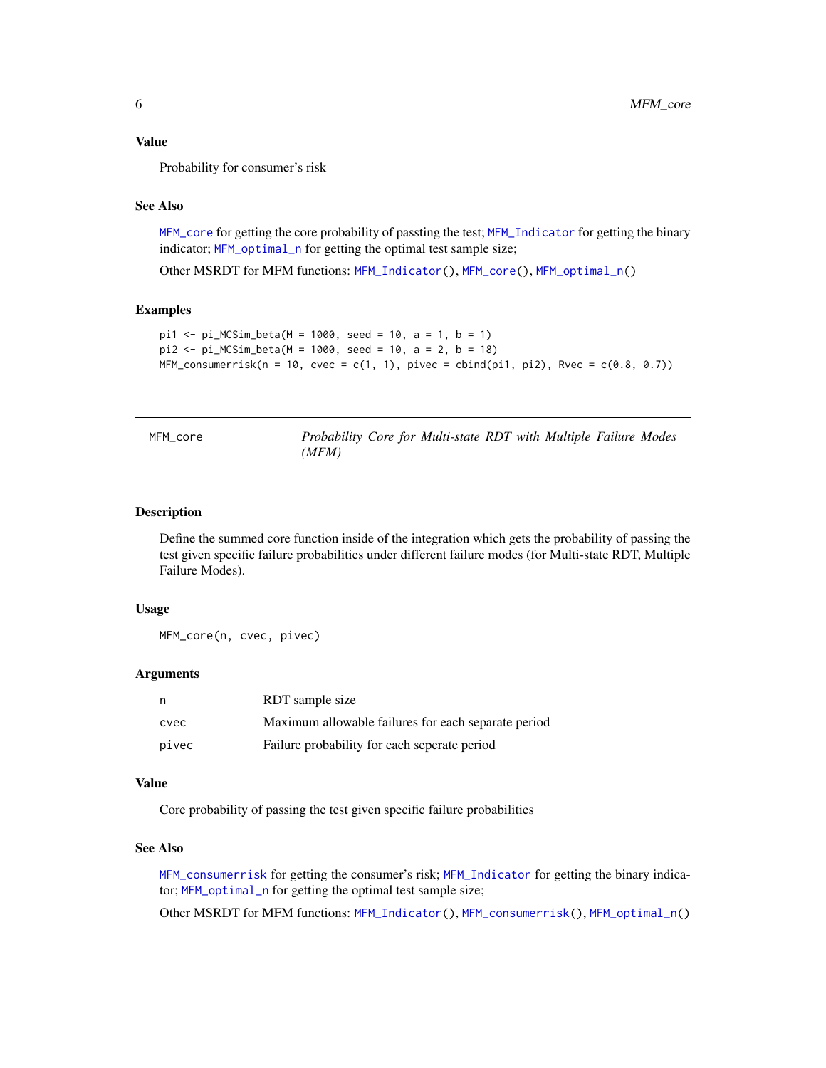### Value

Probability for consumer's risk

### See Also

MFM_core for getting the core probability of passting the test; MFM_Indicator for getting the binary indicator; MFM_optimal_n for getting the optimal test sample size;

Other MSRDT for MFM functions: MFM_Indicator(), MFM_core(), MFM_optimal_n()

### Examples

```
pi1 <- pi_MCSim_beta(M = 1000, seed = 10, a = 1, b = 1)
pi2 <- pi_MCSim_beta(M = 1000, seed = 10, a = 2, b = 18)
MFM_consumerrisk(n = 10, cvec = c(1, 1), pivec = cbind(pi1, pi2), Rvec = c(0.8, 0.7))
```

---

## MFM_core — *Probability Core for Multi-state RDT with Multiple Failure Modes (MFM)*

### Description

Define the summed core function inside of the integration which gets the probability of passing the test given specific failure probabilities under different failure modes (for Multi-state RDT, Multiple Failure Modes).

### Usage

```
MFM_core(n, cvec, pivec)
```

### Arguments

| | |
|---|---|
| n | RDT sample size |
| cvec | Maximum allowable failures for each separate period |
| pivec | Failure probability for each seperate period |

### Value

Core probability of passing the test given specific failure probabilities

### See Also

MFM_consumerrisk for getting the consumer's risk; MFM_Indicator for getting the binary indicator; MFM_optimal_n for getting the optimal test sample size;

Other MSRDT for MFM functions: MFM_Indicator(), MFM_consumerrisk(), MFM_optimal_n()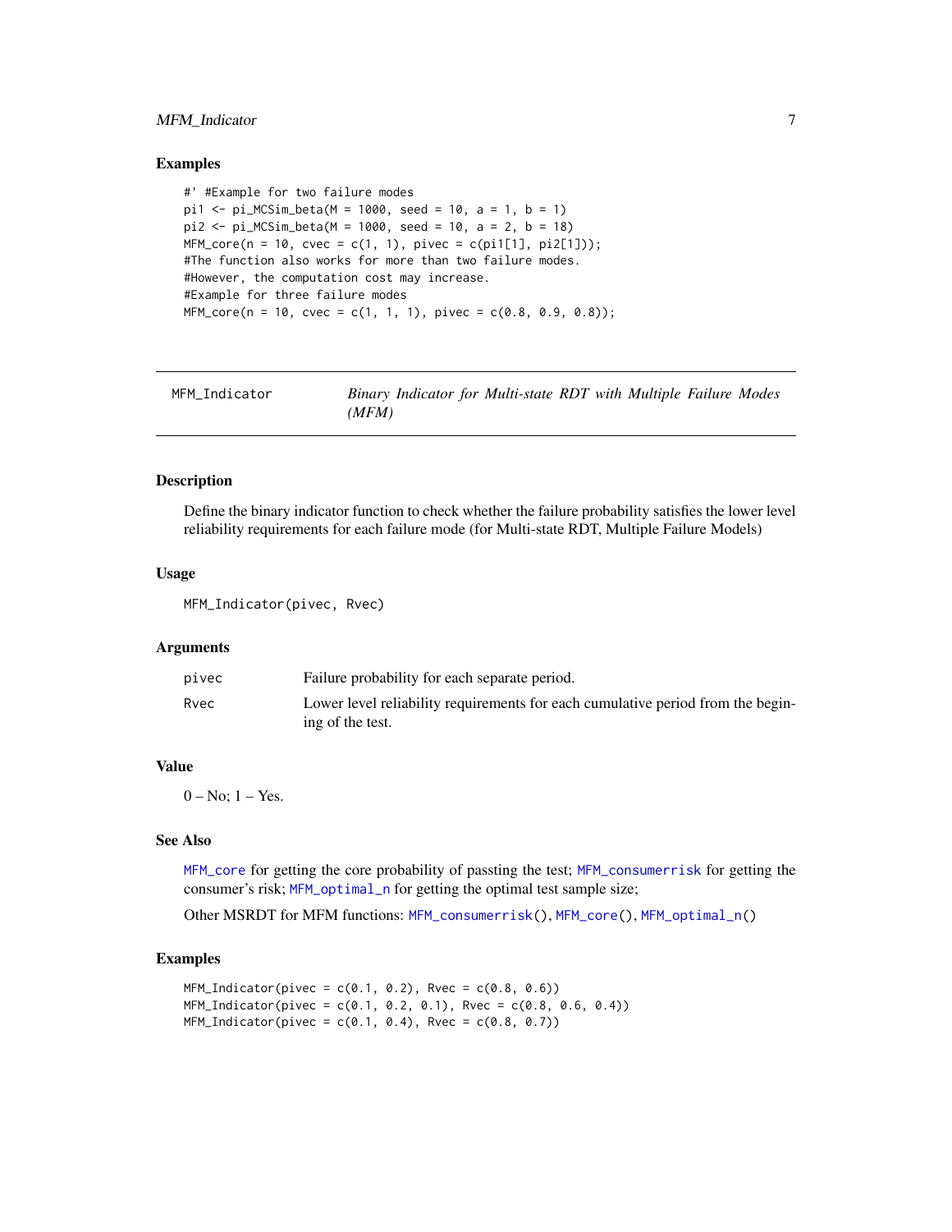### Examples

```
#' #Example for two failure modes
pi1 <- pi_MCSim_beta(M = 1000, seed = 10, a = 1, b = 1)
pi2 <- pi_MCSim_beta(M = 1000, seed = 10, a = 2, b = 18)
MFM_core(n = 10, cvec = c(1, 1), pivec = c(pi1[1], pi2[1]));
#The function also works for more than two failure modes.
#However, the computation cost may increase.
#Example for three failure modes
MFM_core(n = 10, cvec = c(1, 1, 1), pivec = c(0.8, 0.9, 0.8));
```

---

## MFM_Indicator — *Binary Indicator for Multi-state RDT with Multiple Failure Modes (MFM)*

### Description

Define the binary indicator function to check whether the failure probability satisfies the lower level reliability requirements for each failure mode (for Multi-state RDT, Multiple Failure Models)

### Usage

```
MFM_Indicator(pivec, Rvec)
```

### Arguments

| | |
|---|---|
| pivec | Failure probability for each separate period. |
| Rvec | Lower level reliability requirements for each cumulative period from the beginning of the test. |

### Value

0 – No; 1 – Yes.

### See Also

MFM_core for getting the core probability of passting the test; MFM_consumerrisk for getting the consumer's risk; MFM_optimal_n for getting the optimal test sample size;

Other MSRDT for MFM functions: MFM_consumerrisk(), MFM_core(), MFM_optimal_n()

### Examples

```
MFM_Indicator(pivec = c(0.1, 0.2), Rvec = c(0.8, 0.6))
MFM_Indicator(pivec = c(0.1, 0.2, 0.1), Rvec = c(0.8, 0.6, 0.4))
MFM_Indicator(pivec = c(0.1, 0.4), Rvec = c(0.8, 0.7))
```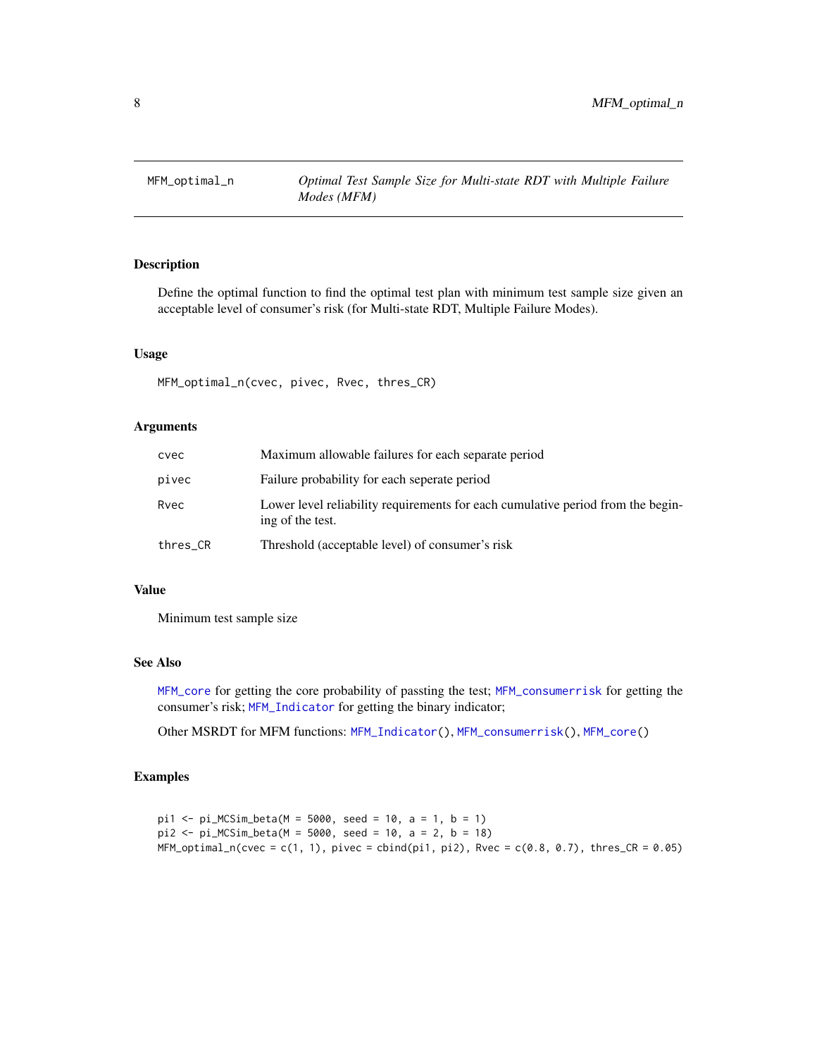## MFM_optimal_n — *Optimal Test Sample Size for Multi-state RDT with Multiple Failure Modes (MFM)*

### Description

Define the optimal function to find the optimal test plan with minimum test sample size given an acceptable level of consumer's risk (for Multi-state RDT, Multiple Failure Modes).

### Usage

```
MFM_optimal_n(cvec, pivec, Rvec, thres_CR)
```

### Arguments

| | |
|---|---|
| cvec | Maximum allowable failures for each separate period |
| pivec | Failure probability for each seperate period |
| Rvec | Lower level reliability requirements for each cumulative period from the begining of the test. |
| thres_CR | Threshold (acceptable level) of consumer's risk |

### Value

Minimum test sample size

### See Also

MFM_core for getting the core probability of passting the test; MFM_consumerrisk for getting the consumer's risk; MFM_Indicator for getting the binary indicator;

Other MSRDT for MFM functions: MFM_Indicator(), MFM_consumerrisk(), MFM_core()

### Examples

```
pi1 <- pi_MCSim_beta(M = 5000, seed = 10, a = 1, b = 1)
pi2 <- pi_MCSim_beta(M = 5000, seed = 10, a = 2, b = 18)
MFM_optimal_n(cvec = c(1, 1), pivec = cbind(pi1, pi2), Rvec = c(0.8, 0.7), thres_CR = 0.05)
```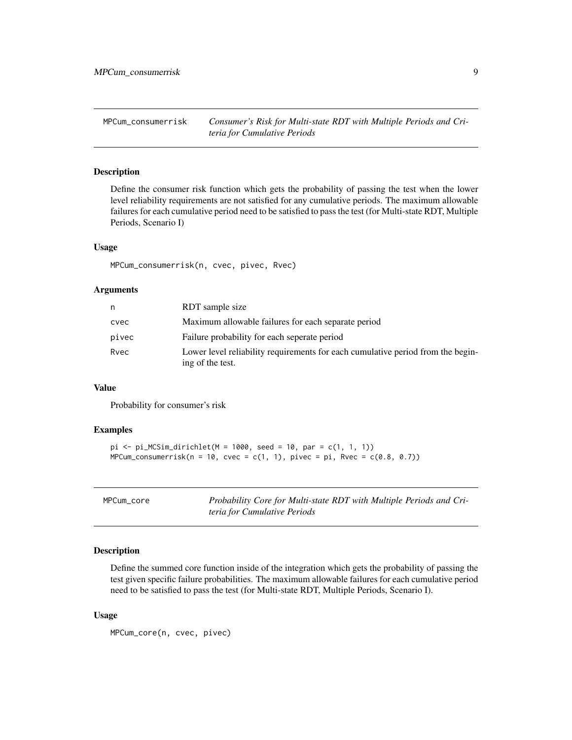## MPCum_consumerrisk — *Consumer's Risk for Multi-state RDT with Multiple Periods and Criteria for Cumulative Periods*

### Description

Define the consumer risk function which gets the probability of passing the test when the lower level reliability requirements are not satisfied for any cumulative periods. The maximum allowable failures for each cumulative period need to be satisfied to pass the test (for Multi-state RDT, Multiple Periods, Scenario I)

### Usage

```
MPCum_consumerrisk(n, cvec, pivec, Rvec)
```

### Arguments

| | |
|---|---|
| n | RDT sample size |
| cvec | Maximum allowable failures for each separate period |
| pivec | Failure probability for each seperate period |
| Rvec | Lower level reliability requirements for each cumulative period from the beginning of the test. |

### Value

Probability for consumer's risk

### Examples

```
pi <- pi_MCSim_dirichlet(M = 1000, seed = 10, par = c(1, 1, 1))
MPCum_consumerrisk(n = 10, cvec = c(1, 1), pivec = pi, Rvec = c(0.8, 0.7))
```

## MPCum_core — *Probability Core for Multi-state RDT with Multiple Periods and Criteria for Cumulative Periods*

### Description

Define the summed core function inside of the integration which gets the probability of passing the test given specific failure probabilities. The maximum allowable failures for each cumulative period need to be satisfied to pass the test (for Multi-state RDT, Multiple Periods, Scenario I).

### Usage

```
MPCum_core(n, cvec, pivec)
```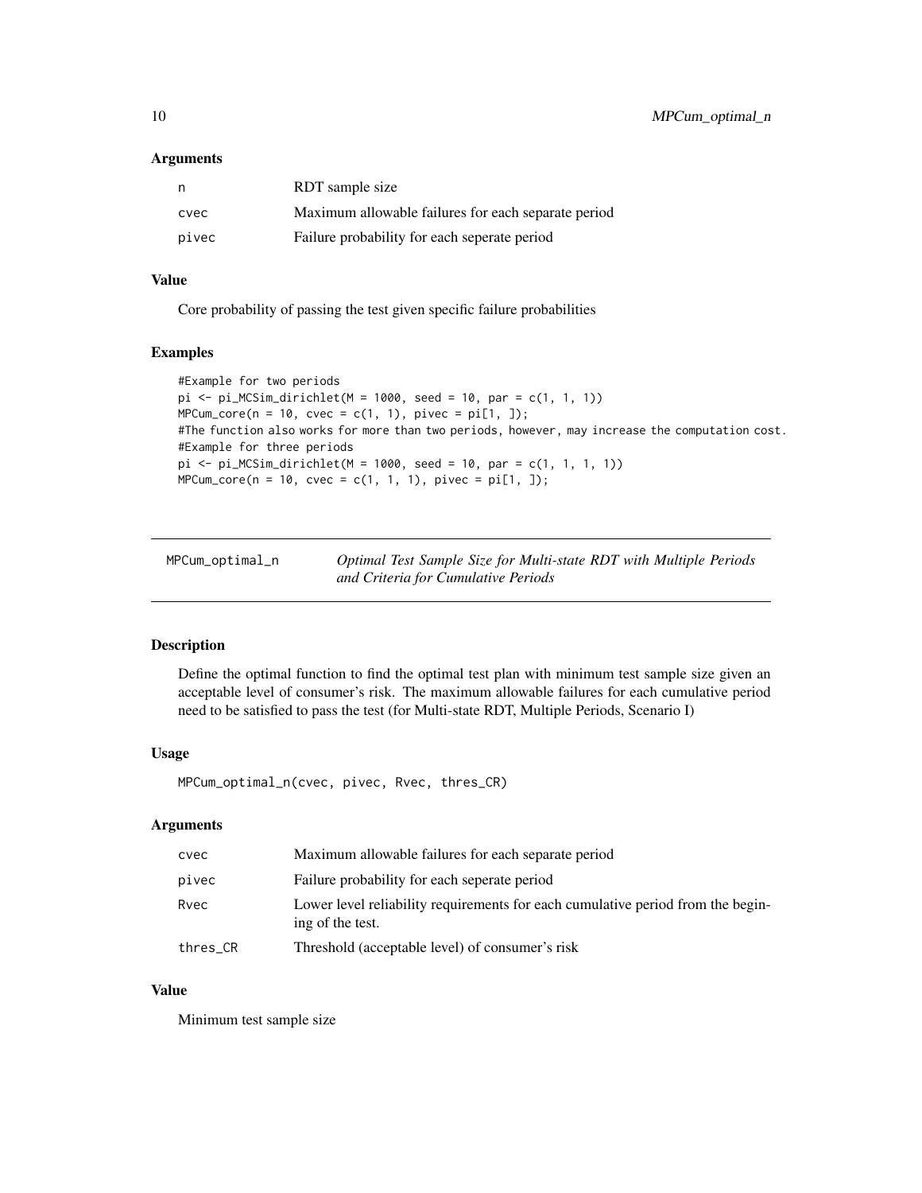### Arguments

| | |
|---|---|
| n | RDT sample size |
| cvec | Maximum allowable failures for each separate period |
| pivec | Failure probability for each seperate period |

### Value

Core probability of passing the test given specific failure probabilities

### Examples

```
#Example for two periods
pi <- pi_MCSim_dirichlet(M = 1000, seed = 10, par = c(1, 1, 1))
MPCum_core(n = 10, cvec = c(1, 1), pivec = pi[1, ]);
#The function also works for more than two periods, however, may increase the computation cost.
#Example for three periods
pi <- pi_MCSim_dirichlet(M = 1000, seed = 10, par = c(1, 1, 1, 1))
MPCum_core(n = 10, cvec = c(1, 1, 1), pivec = pi[1, ]);
```

---

## MPCum_optimal_n

*Optimal Test Sample Size for Multi-state RDT with Multiple Periods and Criteria for Cumulative Periods*

---

### Description

Define the optimal function to find the optimal test plan with minimum test sample size given an acceptable level of consumer's risk. The maximum allowable failures for each cumulative period need to be satisfied to pass the test (for Multi-state RDT, Multiple Periods, Scenario I)

### Usage

```
MPCum_optimal_n(cvec, pivec, Rvec, thres_CR)
```

### Arguments

| | |
|---|---|
| cvec | Maximum allowable failures for each separate period |
| pivec | Failure probability for each seperate period |
| Rvec | Lower level reliability requirements for each cumulative period from the beginning of the test. |
| thres_CR | Threshold (acceptable level) of consumer's risk |

### Value

Minimum test sample size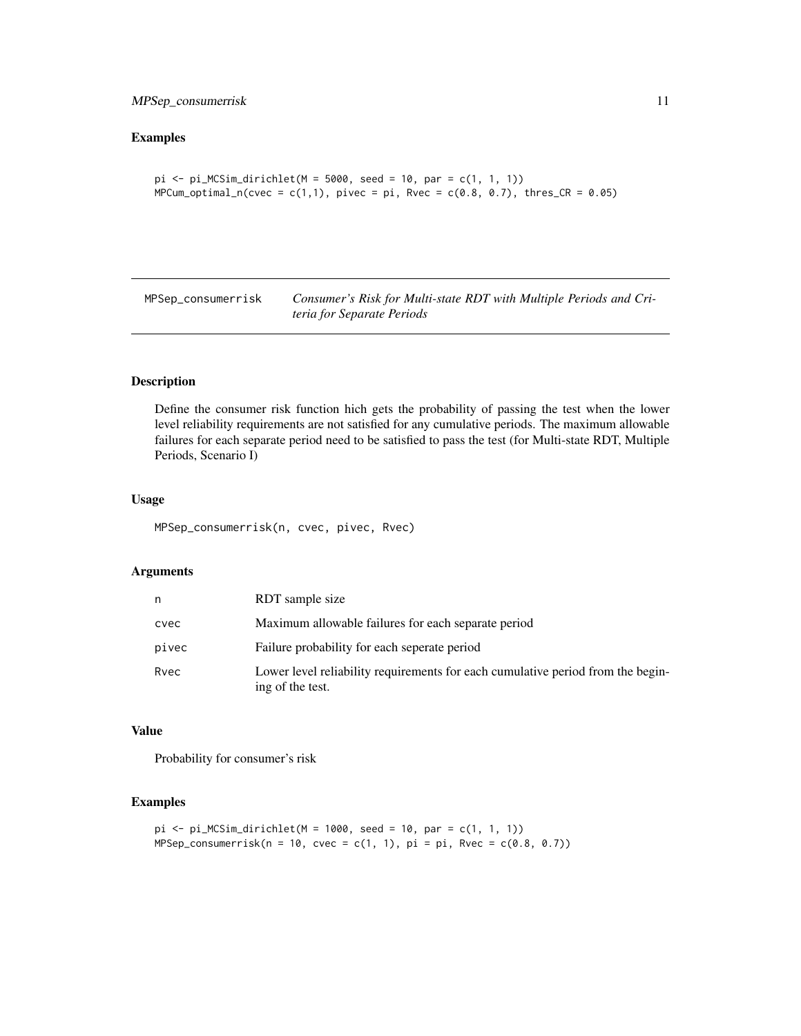## Examples

```
pi <- pi_MCSim_dirichlet(M = 5000, seed = 10, par = c(1, 1, 1))
MPCum_optimal_n(cvec = c(1,1), pivec = pi, Rvec = c(0.8, 0.7), thres_CR = 0.05)
```

---

# MPSep_consumerrisk — *Consumer's Risk for Multi-state RDT with Multiple Periods and Criteria for Separate Periods*

---

## Description

Define the consumer risk function hich gets the probability of passing the test when the lower level reliability requirements are not satisfied for any cumulative periods. The maximum allowable failures for each separate period need to be satisfied to pass the test (for Multi-state RDT, Multiple Periods, Scenario I)

## Usage

```
MPSep_consumerrisk(n, cvec, pivec, Rvec)
```

## Arguments

| | |
|---|---|
| n | RDT sample size |
| cvec | Maximum allowable failures for each separate period |
| pivec | Failure probability for each seperate period |
| Rvec | Lower level reliability requirements for each cumulative period from the begining of the test. |

## Value

Probability for consumer's risk

## Examples

```
pi <- pi_MCSim_dirichlet(M = 1000, seed = 10, par = c(1, 1, 1))
MPSep_consumerrisk(n = 10, cvec = c(1, 1), pi = pi, Rvec = c(0.8, 0.7))
```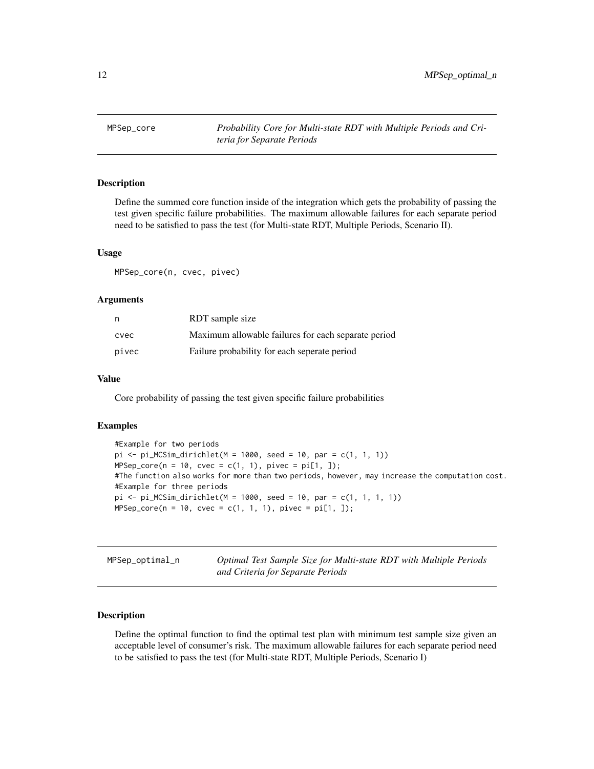## MPSep_core — *Probability Core for Multi-state RDT with Multiple Periods and Criteria for Separate Periods*

### Description

Define the summed core function inside of the integration which gets the probability of passing the test given specific failure probabilities. The maximum allowable failures for each separate period need to be satisfied to pass the test (for Multi-state RDT, Multiple Periods, Scenario II).

### Usage

```
MPSep_core(n, cvec, pivec)
```

### Arguments

| | |
|---|---|
| n | RDT sample size |
| cvec | Maximum allowable failures for each separate period |
| pivec | Failure probability for each seperate period |

### Value

Core probability of passing the test given specific failure probabilities

### Examples

```
#Example for two periods
pi <- pi_MCSim_dirichlet(M = 1000, seed = 10, par = c(1, 1, 1))
MPSep_core(n = 10, cvec = c(1, 1), pivec = pi[1, ]);
#The function also works for more than two periods, however, may increase the computation cost.
#Example for three periods
pi <- pi_MCSim_dirichlet(M = 1000, seed = 10, par = c(1, 1, 1, 1))
MPSep_core(n = 10, cvec = c(1, 1, 1), pivec = pi[1, ]);
```

## MPSep_optimal_n — *Optimal Test Sample Size for Multi-state RDT with Multiple Periods and Criteria for Separate Periods*

### Description

Define the optimal function to find the optimal test plan with minimum test sample size given an acceptable level of consumer's risk. The maximum allowable failures for each separate period need to be satisfied to pass the test (for Multi-state RDT, Multiple Periods, Scenario I)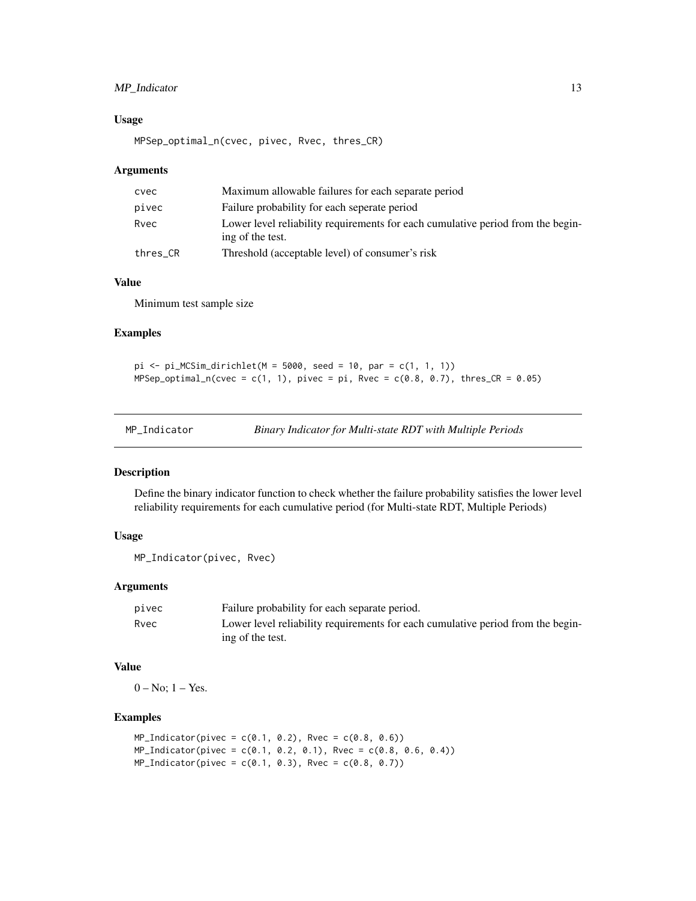### Usage

```
MPSep_optimal_n(cvec, pivec, Rvec, thres_CR)
```

### Arguments

| | |
|---|---|
| cvec | Maximum allowable failures for each separate period |
| pivec | Failure probability for each seperate period |
| Rvec | Lower level reliability requirements for each cumulative period from the begining of the test. |
| thres_CR | Threshold (acceptable level) of consumer's risk |

### Value

Minimum test sample size

### Examples

```
pi <- pi_MCSim_dirichlet(M = 5000, seed = 10, par = c(1, 1, 1))
MPSep_optimal_n(cvec = c(1, 1), pivec = pi, Rvec = c(0.8, 0.7), thres_CR = 0.05)
```

---

## MP_Indicator — *Binary Indicator for Multi-state RDT with Multiple Periods*

---

### Description

Define the binary indicator function to check whether the failure probability satisfies the lower level reliability requirements for each cumulative period (for Multi-state RDT, Multiple Periods)

### Usage

```
MP_Indicator(pivec, Rvec)
```

### Arguments

| | |
|---|---|
| pivec | Failure probability for each separate period. |
| Rvec | Lower level reliability requirements for each cumulative period from the begining of the test. |

### Value

0 – No; 1 – Yes.

### Examples

```
MP_Indicator(pivec = c(0.1, 0.2), Rvec = c(0.8, 0.6))
MP_Indicator(pivec = c(0.1, 0.2, 0.1), Rvec = c(0.8, 0.6, 0.4))
MP_Indicator(pivec = c(0.1, 0.3), Rvec = c(0.8, 0.7))
```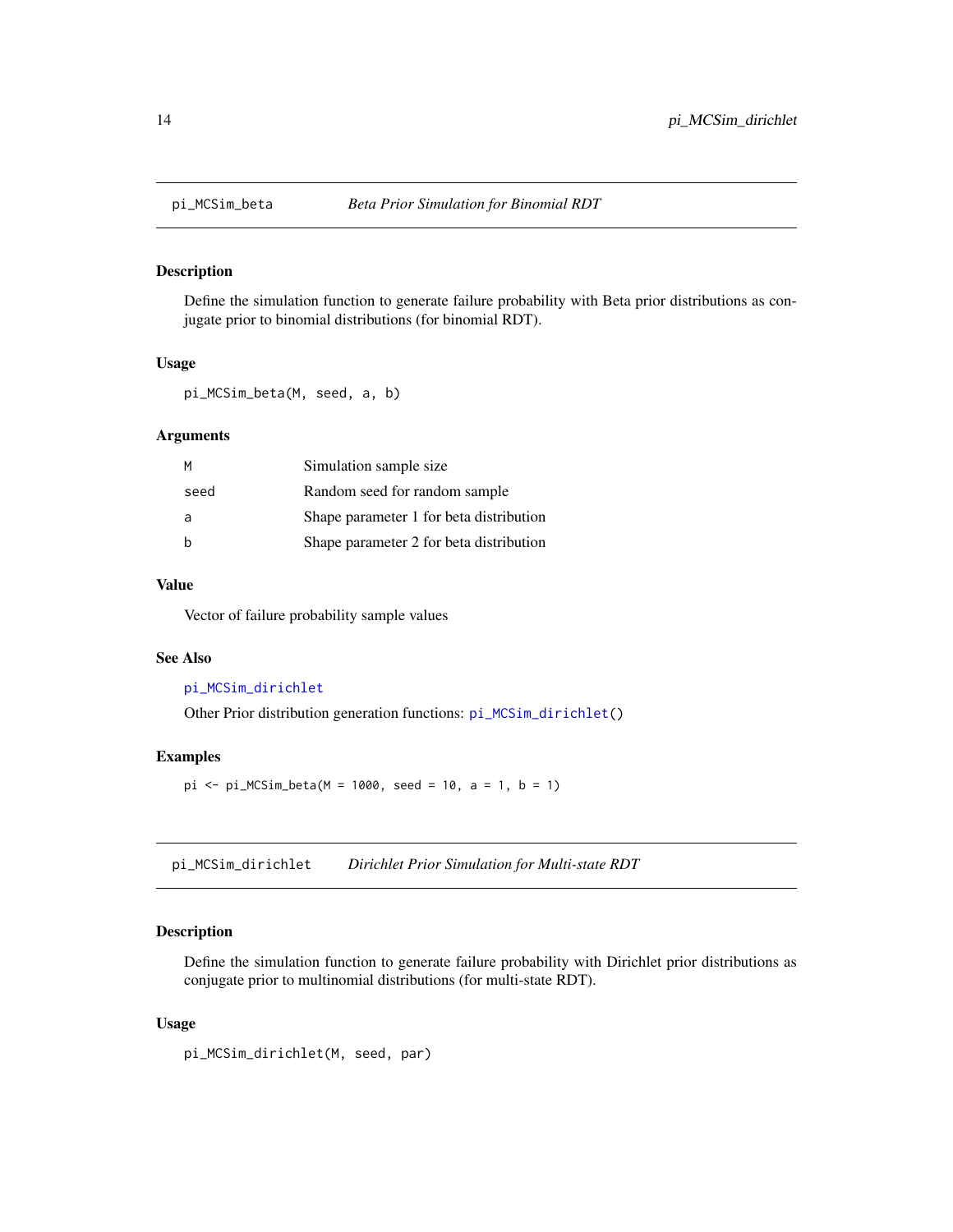## pi_MCSim_beta — *Beta Prior Simulation for Binomial RDT*

### Description

Define the simulation function to generate failure probability with Beta prior distributions as conjugate prior to binomial distributions (for binomial RDT).

### Usage

```
pi_MCSim_beta(M, seed, a, b)
```

### Arguments

| | |
|---|---|
| M | Simulation sample size |
| seed | Random seed for random sample |
| a | Shape parameter 1 for beta distribution |
| b | Shape parameter 2 for beta distribution |

### Value

Vector of failure probability sample values

### See Also

pi_MCSim_dirichlet

Other Prior distribution generation functions: pi_MCSim_dirichlet()

### Examples

```
pi <- pi_MCSim_beta(M = 1000, seed = 10, a = 1, b = 1)
```

## pi_MCSim_dirichlet — *Dirichlet Prior Simulation for Multi-state RDT*

### Description

Define the simulation function to generate failure probability with Dirichlet prior distributions as conjugate prior to multinomial distributions (for multi-state RDT).

### Usage

```
pi_MCSim_dirichlet(M, seed, par)
```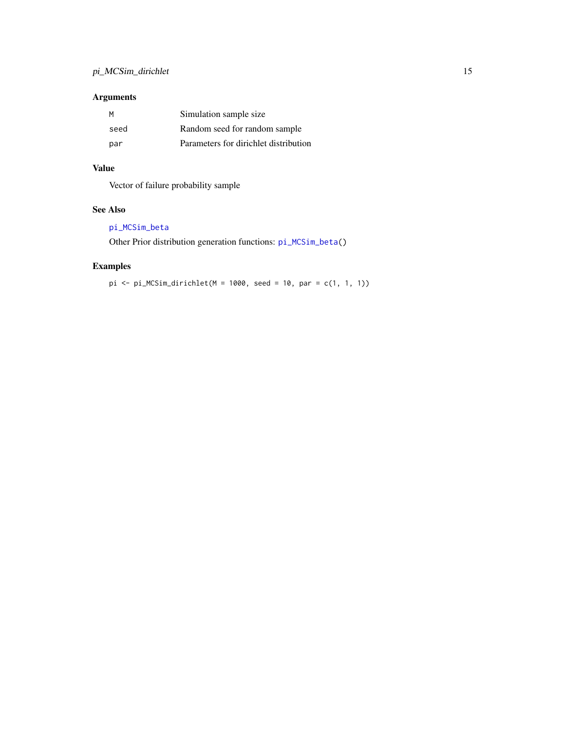## Arguments

| | |
|---|---|
| M | Simulation sample size |
| seed | Random seed for random sample |
| par | Parameters for dirichlet distribution |

## Value

Vector of failure probability sample

## See Also

pi_MCSim_beta

Other Prior distribution generation functions: pi_MCSim_beta()

## Examples

```
pi <- pi_MCSim_dirichlet(M = 1000, seed = 10, par = c(1, 1, 1))
```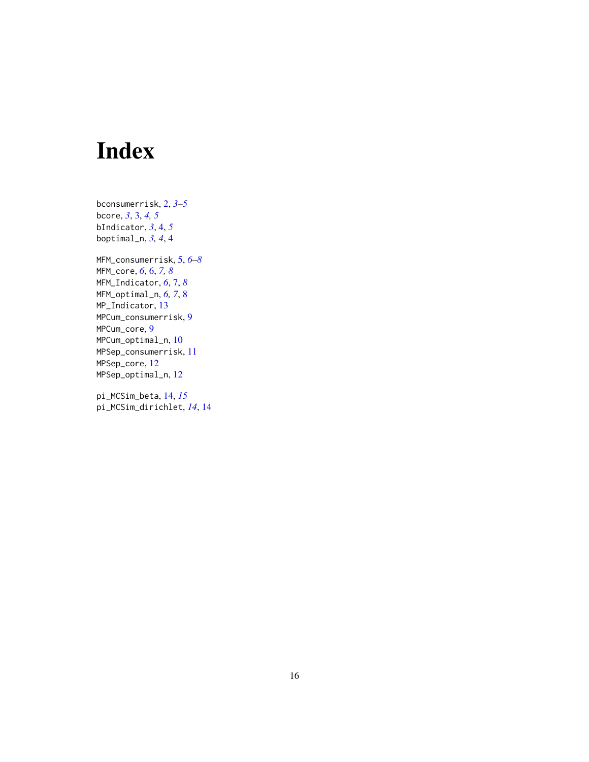# Index

bconsumerrisk, 2, *3–5*
bcore, *3*, 3, *4, 5*
bIndicator, *3*, 4, *5*
boptimal_n, *3, 4*, 4

MFM_consumerrisk, 5, *6–8*
MFM_core, *6*, 6, *7, 8*
MFM_Indicator, *6*, 7, *8*
MFM_optimal_n, *6, 7*, 8
MP_Indicator, 13
MPCum_consumerrisk, 9
MPCum_core, 9
MPCum_optimal_n, 10
MPSep_consumerrisk, 11
MPSep_core, 12
MPSep_optimal_n, 12

pi_MCSim_beta, 14, *15*
pi_MCSim_dirichlet, *14*, 14